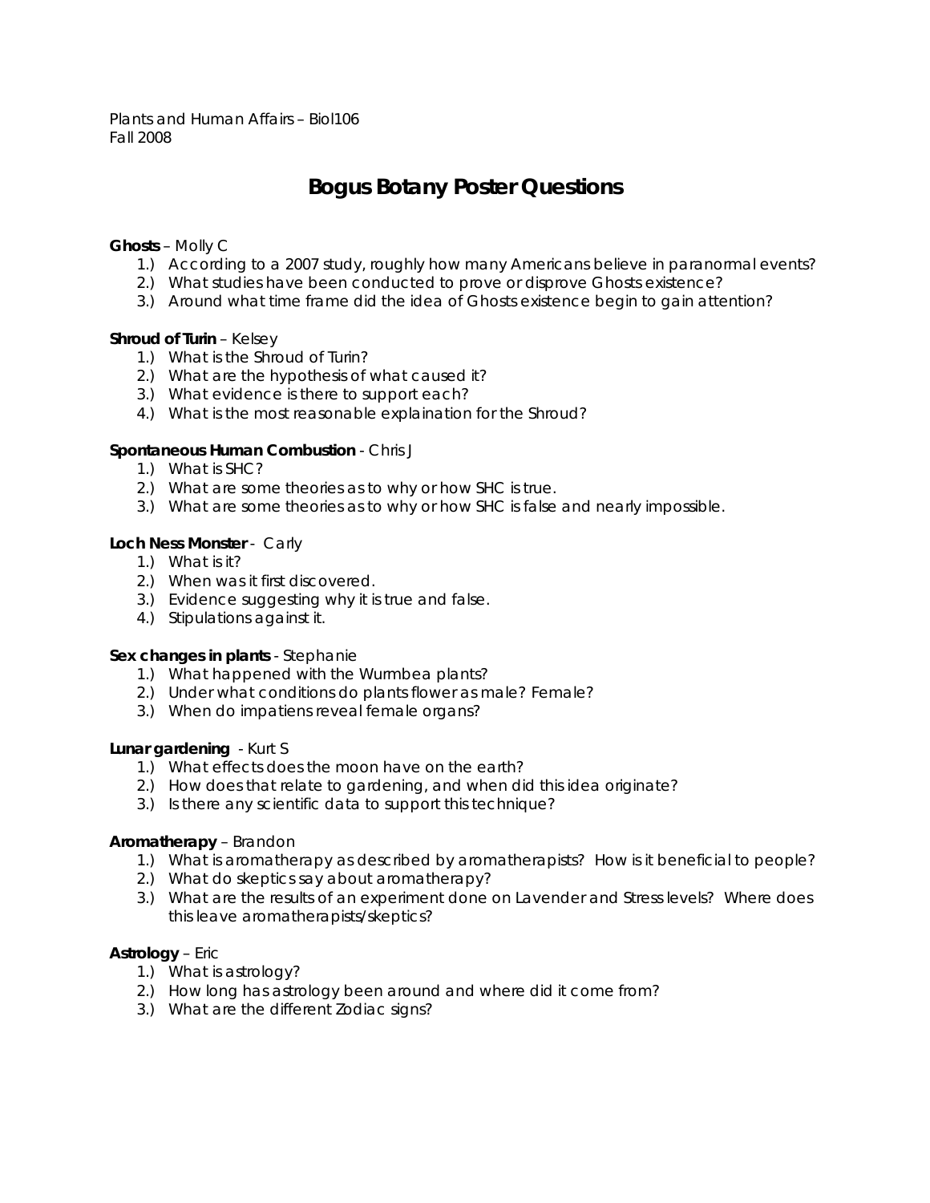Plants and Human Affairs – Biol106
Fall 2008

# Bogus Botany Poster Questions

**Ghosts** – Molly C

1.) According to a 2007 study, roughly how many Americans believe in paranormal events?
2.) What studies have been conducted to prove or disprove Ghosts existence?
3.) Around what time frame did the idea of Ghosts existence begin to gain attention?

**Shroud of Turin** – Kelsey

1.) What is the Shroud of Turin?
2.) What are the hypothesis of what caused it?
3.) What evidence is there to support each?
4.) What is the most reasonable explaination for the Shroud?

**Spontaneous Human Combustion** - Chris J

1.) What is SHC?
2.) What are some theories as to why or how SHC is true.
3.) What are some theories as to why or how SHC is false and nearly impossible.

**Loch Ness Monster** - Carly

1.) What is it?
2.) When was it first discovered.
3.) Evidence suggesting why it is true and false.
4.) Stipulations against it.

**Sex changes in plants** - Stephanie

1.) What happened with the Wurmbea plants?
2.) Under what conditions do plants flower as male? Female?
3.) When do impatiens reveal female organs?

**Lunar gardening** - Kurt S

1.) What effects does the moon have on the earth?
2.) How does that relate to gardening, and when did this idea originate?
3.) Is there any scientific data to support this technique?

**Aromatherapy** – Brandon

1.) What is aromatherapy as described by aromatherapists? How is it beneficial to people?
2.) What do skeptics say about aromatherapy?
3.) What are the results of an experiment done on Lavender and Stress levels? Where does this leave aromatherapists/skeptics?

**Astrology** – Eric

1.) What is astrology?
2.) How long has astrology been around and where did it come from?
3.) What are the different Zodiac signs?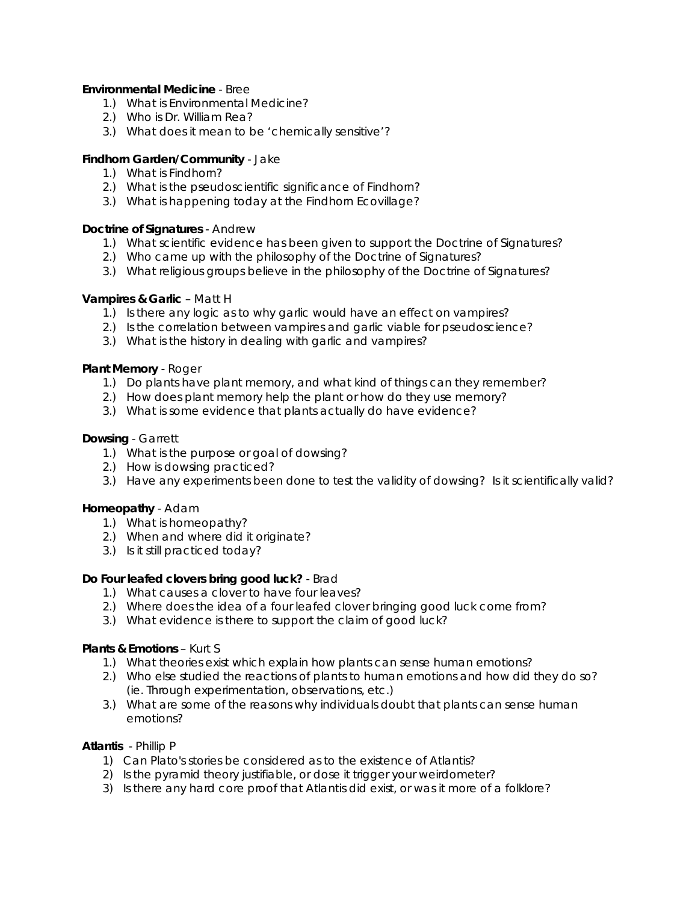**Environmental Medicine** - Bree

1.) What is Environmental Medicine?
2.) Who is Dr. William Rea?
3.) What does it mean to be 'chemically sensitive'?

**Findhorn Garden/Community** - Jake

1.) What is Findhorn?
2.) What is the pseudoscientific significance of Findhorn?
3.) What is happening today at the Findhorn Ecovillage?

**Doctrine of Signatures** - Andrew

1.) What scientific evidence has been given to support the Doctrine of Signatures?
2.) Who came up with the philosophy of the Doctrine of Signatures?
3.) What religious groups believe in the philosophy of the Doctrine of Signatures?

**Vampires & Garlic** – Matt H

1.) Is there any logic as to why garlic would have an effect on vampires?
2.) Is the correlation between vampires and garlic viable for pseudoscience?
3.) What is the history in dealing with garlic and vampires?

**Plant Memory** - Roger

1.) Do plants have plant memory, and what kind of things can they remember?
2.) How does plant memory help the plant or how do they use memory?
3.) What is some evidence that plants actually do have evidence?

**Dowsing** - Garrett

1.) What is the purpose or goal of dowsing?
2.) How is dowsing practiced?
3.) Have any experiments been done to test the validity of dowsing? Is it scientifically valid?

**Homeopathy** - Adam

1.) What is homeopathy?
2.) When and where did it originate?
3.) Is it still practiced today?

**Do Four leafed clovers bring good luck?** - Brad

1.) What causes a clover to have four leaves?
2.) Where does the idea of a four leafed clover bringing good luck come from?
3.) What evidence is there to support the claim of good luck?

**Plants & Emotions** – Kurt S

1.) What theories exist which explain how plants can sense human emotions?
2.) Who else studied the reactions of plants to human emotions and how did they do so? (ie. Through experimentation, observations, etc.)
3.) What are some of the reasons why individuals doubt that plants can sense human emotions?

**Atlantis** - Phillip P

1) Can Plato's stories be considered as to the existence of Atlantis?
2) Is the pyramid theory justifiable, or dose it trigger your weirdometer?
3) Is there any hard core proof that Atlantis did exist, or was it more of a folklore?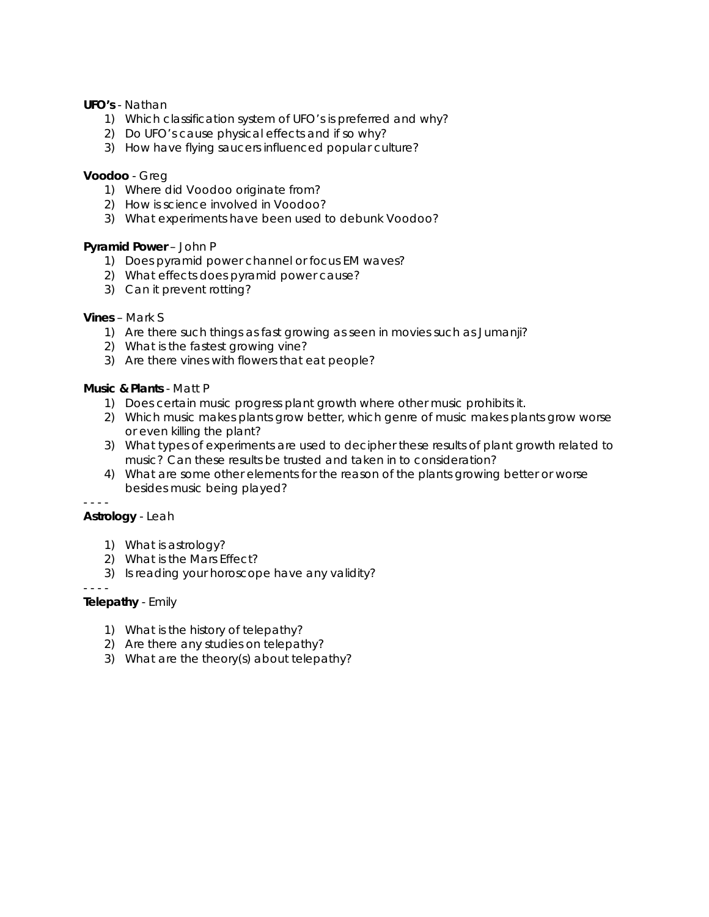**UFO's** - Nathan

1) Which classification system of UFO's is preferred and why?
2) Do UFO's cause physical effects and if so why?
3) How have flying saucers influenced popular culture?

**Voodoo** - Greg

1) Where did Voodoo originate from?
2) How is science involved in Voodoo?
3) What experiments have been used to debunk Voodoo?

**Pyramid Power** – John P

1) Does pyramid power channel or focus EM waves?
2) What effects does pyramid power cause?
3) Can it prevent rotting?

**Vines** – Mark S

1) Are there such things as fast growing as seen in movies such as Jumanji?
2) What is the fastest growing vine?
3) Are there vines with flowers that eat people?

**Music & Plants** - Matt P

1) Does certain music progress plant growth where other music prohibits it.
2) Which music makes plants grow better, which genre of music makes plants grow worse or even killing the plant?
3) What types of experiments are used to decipher these results of plant growth related to music? Can these results be trusted and taken in to consideration?
4) What are some other elements for the reason of the plants growing better or worse besides music being played?

- - - -

**Astrology** - Leah

1) What is astrology?
2) What is the Mars Effect?
3) Is reading your horoscope have any validity?

- - - -

**Telepathy** - Emily

1) What is the history of telepathy?
2) Are there any studies on telepathy?
3) What are the theory(s) about telepathy?